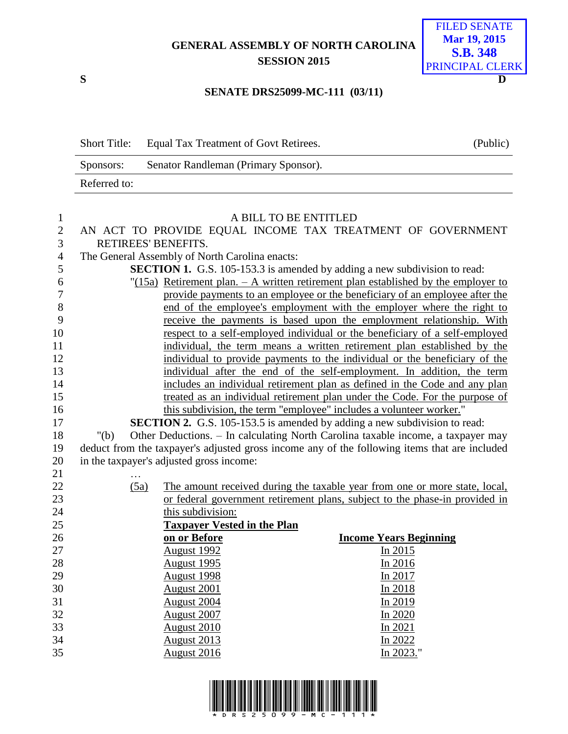GENERAL ASSEMBLY OF NORTH CAROLINA
SESSION 2015

FILED SENATE
Mar 19, 2015
S.B. 348
PRINCIPAL CLERK

S D

**SENATE DRS25099-MC-111 (03/11)**

| Short Title: | Equal Tax Treatment of Govt Retirees. | (Public) |
|---|---|---|
| Sponsors: | Senator Randleman (Primary Sponsor). | |
| Referred to: | | |

A BILL TO BE ENTITLED

AN ACT TO PROVIDE EQUAL INCOME TAX TREATMENT OF GOVERNMENT RETIREES' BENEFITS.

The General Assembly of North Carolina enacts:

**SECTION 1.** G.S. 105-153.3 is amended by adding a new subdivision to read:

"(15a) Retirement plan. – A written retirement plan established by the employer to provide payments to an employee or the beneficiary of an employee after the end of the employee's employment with the employer where the right to receive the payments is based upon the employment relationship. With respect to a self-employed individual or the beneficiary of a self-employed individual, the term means a written retirement plan established by the individual to provide payments to the individual or the beneficiary of the individual after the end of the self-employment. In addition, the term includes an individual retirement plan as defined in the Code and any plan treated as an individual retirement plan under the Code. For the purpose of this subdivision, the term "employee" includes a volunteer worker."

**SECTION 2.** G.S. 105-153.5 is amended by adding a new subdivision to read:

"(b) Other Deductions. – In calculating North Carolina taxable income, a taxpayer may deduct from the taxpayer's adjusted gross income any of the following items that are included in the taxpayer's adjusted gross income:

…

(5a) The amount received during the taxable year from one or more state, local, or federal government retirement plans, subject to the phase-in provided in this subdivision:

| **Taxpayer Vested in the Plan on or Before** | **Income Years Beginning** |
|---|---|
| August 1992 | In 2015 |
| August 1995 | In 2016 |
| August 1998 | In 2017 |
| August 2001 | In 2018 |
| August 2004 | In 2019 |
| August 2007 | In 2020 |
| August 2010 | In 2021 |
| August 2013 | In 2022 |
| August 2016 | In 2023." |

\* D R S 2 5 0 9 9 - M C - 1 1 1 \*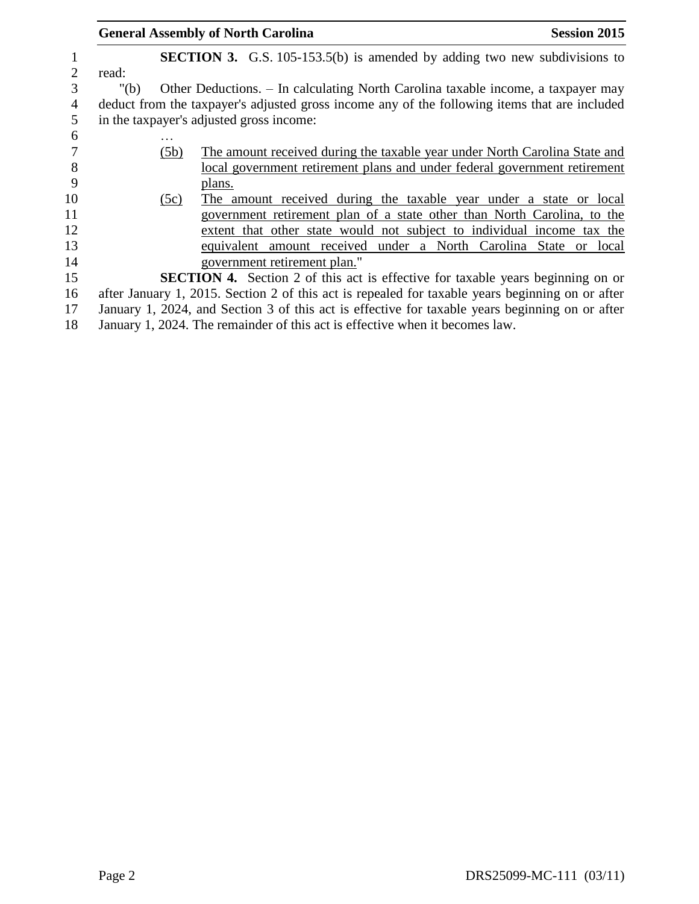**SECTION 3.** G.S. 105-153.5(b) is amended by adding two new subdivisions to read:

"(b) Other Deductions. – In calculating North Carolina taxable income, a taxpayer may deduct from the taxpayer's adjusted gross income any of the following items that are included in the taxpayer's adjusted gross income:

…

(5b) The amount received during the taxable year under North Carolina State and local government retirement plans and under federal government retirement plans.

(5c) The amount received during the taxable year under a state or local government retirement plan of a state other than North Carolina, to the extent that other state would not subject to individual income tax the equivalent amount received under a North Carolina State or local government retirement plan."

**SECTION 4.** Section 2 of this act is effective for taxable years beginning on or after January 1, 2015. Section 2 of this act is repealed for taxable years beginning on or after January 1, 2024, and Section 3 of this act is effective for taxable years beginning on or after January 1, 2024. The remainder of this act is effective when it becomes law.